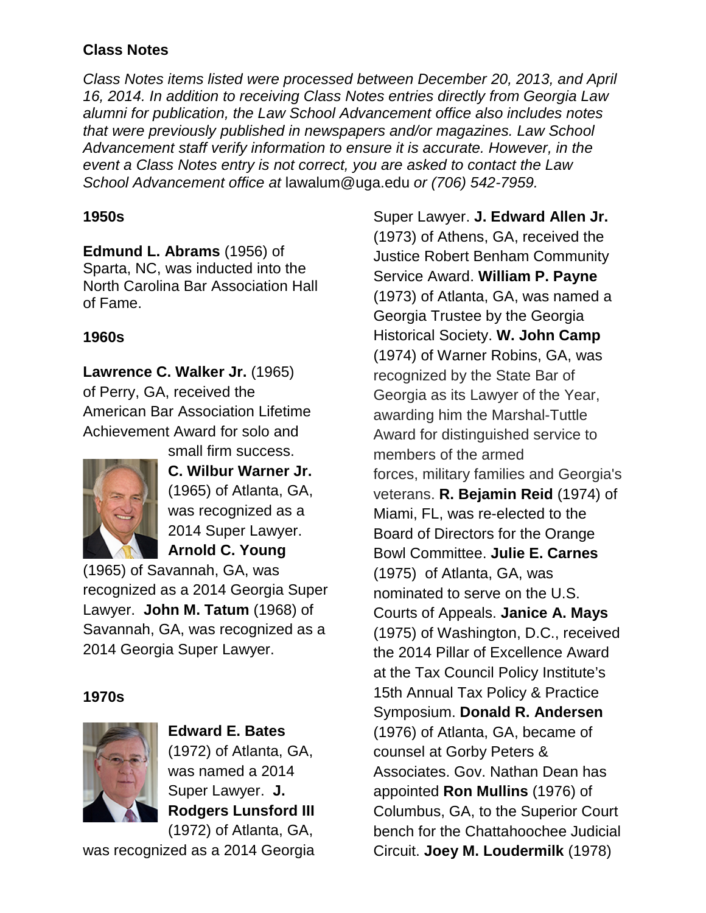## Class Notes

*Class Notes items listed were processed between December 20, 2013, and April 16, 2014. In addition to receiving Class Notes entries directly from Georgia Law alumni for publication, the Law School Advancement office also includes notes that were previously published in newspapers and/or magazines. Law School Advancement staff verify information to ensure it is accurate. However, in the event a Class Notes entry is not correct, you are asked to contact the Law School Advancement office at* lawalum@uga.edu *or (706) 542-7959.*

### 1950s

**Edmund L. Abrams** (1956) of Sparta, NC, was inducted into the North Carolina Bar Association Hall of Fame.

### 1960s

**Lawrence C. Walker Jr.** (1965) of Perry, GA, received the American Bar Association Lifetime Achievement Award for solo and small firm success. **C. Wilbur Warner Jr.** (1965) of Atlanta, GA, was recognized as a 2014 Super Lawyer. **Arnold C. Young** (1965) of Savannah, GA, was recognized as a 2014 Georgia Super Lawyer. **John M. Tatum** (1968) of Savannah, GA, was recognized as a 2014 Georgia Super Lawyer.

### 1970s

**Edward E. Bates** (1972) of Atlanta, GA, was named a 2014 Super Lawyer. **J. Rodgers Lunsford III** (1972) of Atlanta, GA, was recognized as a 2014 Georgia Super Lawyer. **J. Edward Allen Jr.** (1973) of Athens, GA, received the Justice Robert Benham Community Service Award. **William P. Payne** (1973) of Atlanta, GA, was named a Georgia Trustee by the Georgia Historical Society. **W. John Camp** (1974) of Warner Robins, GA, was recognized by the State Bar of Georgia as its Lawyer of the Year, awarding him the Marshal-Tuttle Award for distinguished service to members of the armed forces, military families and Georgia's veterans. **R. Bejamin Reid** (1974) of Miami, FL, was re-elected to the Board of Directors for the Orange Bowl Committee. **Julie E. Carnes** (1975) of Atlanta, GA, was nominated to serve on the U.S. Courts of Appeals. **Janice A. Mays** (1975) of Washington, D.C., received the 2014 Pillar of Excellence Award at the Tax Council Policy Institute's 15th Annual Tax Policy & Practice Symposium. **Donald R. Andersen** (1976) of Atlanta, GA, became of counsel at Gorby Peters & Associates. Gov. Nathan Dean has appointed **Ron Mullins** (1976) of Columbus, GA, to the Superior Court bench for the Chattahoochee Judicial Circuit. **Joey M. Loudermilk** (1978)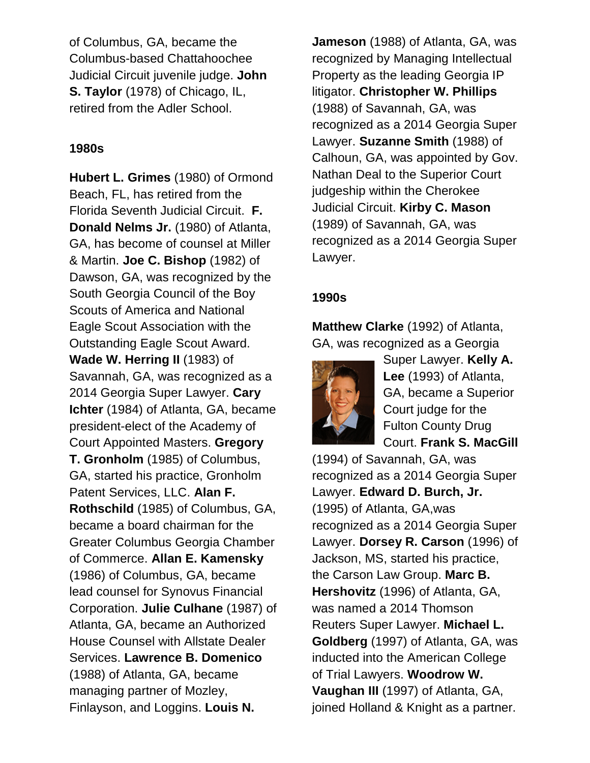of Columbus, GA, became the Columbus-based Chattahoochee Judicial Circuit juvenile judge. **John S. Taylor** (1978) of Chicago, IL, retired from the Adler School.

**1980s**

**Hubert L. Grimes** (1980) of Ormond Beach, FL, has retired from the Florida Seventh Judicial Circuit. **F. Donald Nelms Jr.** (1980) of Atlanta, GA, has become of counsel at Miller & Martin. **Joe C. Bishop** (1982) of Dawson, GA, was recognized by the South Georgia Council of the Boy Scouts of America and National Eagle Scout Association with the Outstanding Eagle Scout Award. **Wade W. Herring II** (1983) of Savannah, GA, was recognized as a 2014 Georgia Super Lawyer. **Cary Ichter** (1984) of Atlanta, GA, became president-elect of the Academy of Court Appointed Masters. **Gregory T. Gronholm** (1985) of Columbus, GA, started his practice, Gronholm Patent Services, LLC. **Alan F. Rothschild** (1985) of Columbus, GA, became a board chairman for the Greater Columbus Georgia Chamber of Commerce. **Allan E. Kamensky** (1986) of Columbus, GA, became lead counsel for Synovus Financial Corporation. **Julie Culhane** (1987) of Atlanta, GA, became an Authorized House Counsel with Allstate Dealer Services. **Lawrence B. Domenico** (1988) of Atlanta, GA, became managing partner of Mozley, Finlayson, and Loggins. **Louis N. Jameson** (1988) of Atlanta, GA, was recognized by Managing Intellectual Property as the leading Georgia IP litigator. **Christopher W. Phillips** (1988) of Savannah, GA, was recognized as a 2014 Georgia Super Lawyer. **Suzanne Smith** (1988) of Calhoun, GA, was appointed by Gov. Nathan Deal to the Superior Court judgeship within the Cherokee Judicial Circuit. **Kirby C. Mason** (1989) of Savannah, GA, was recognized as a 2014 Georgia Super Lawyer.

**1990s**

**Matthew Clarke** (1992) of Atlanta, GA, was recognized as a Georgia Super Lawyer. **Kelly A. Lee** (1993) of Atlanta, GA, became a Superior Court judge for the Fulton County Drug Court. **Frank S. MacGill** (1994) of Savannah, GA, was recognized as a 2014 Georgia Super Lawyer. **Edward D. Burch, Jr.** (1995) of Atlanta, GA,was recognized as a 2014 Georgia Super Lawyer. **Dorsey R. Carson** (1996) of Jackson, MS, started his practice, the Carson Law Group. **Marc B. Hershovitz** (1996) of Atlanta, GA, was named a 2014 Thomson Reuters Super Lawyer. **Michael L. Goldberg** (1997) of Atlanta, GA, was inducted into the American College of Trial Lawyers. **Woodrow W. Vaughan III** (1997) of Atlanta, GA, joined Holland & Knight as a partner.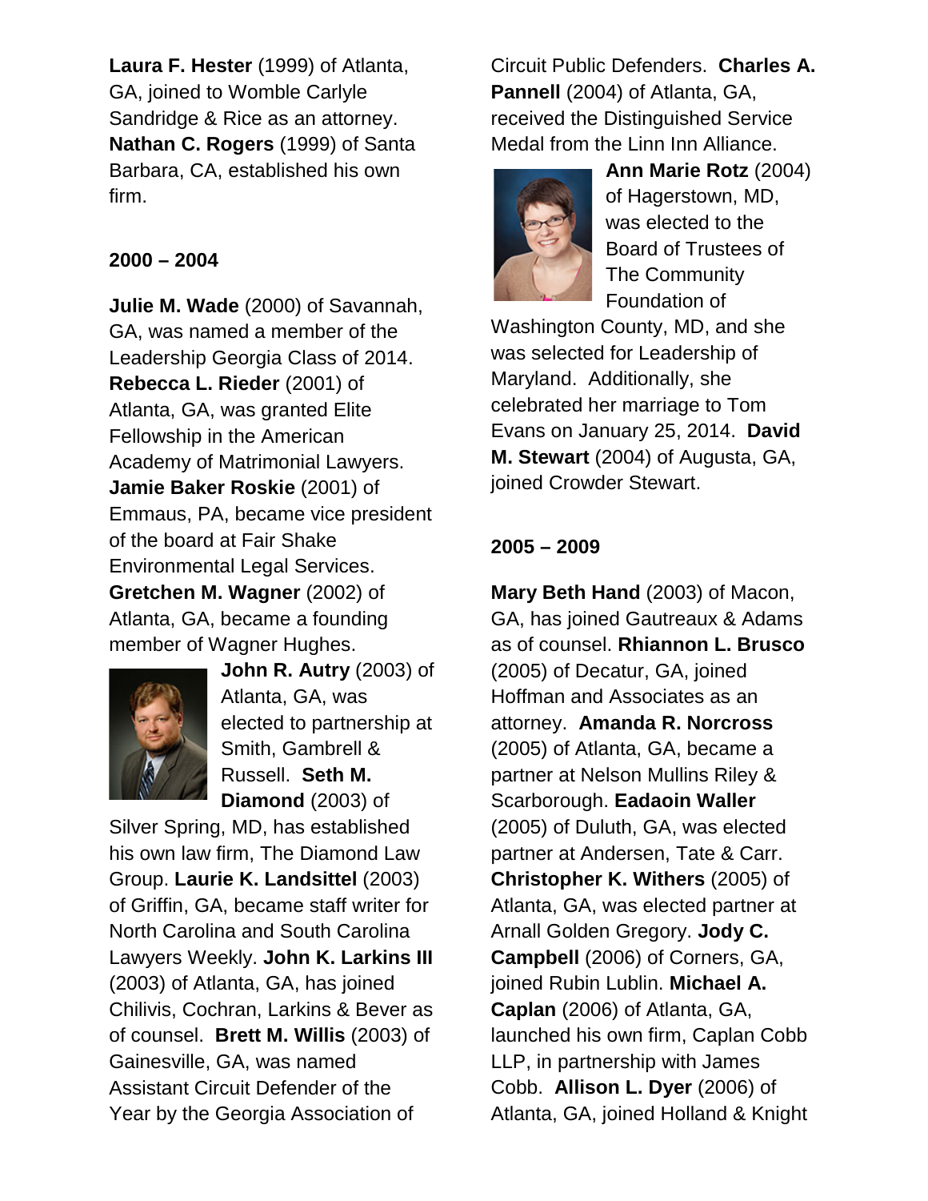**Laura F. Hester** (1999) of Atlanta, GA, joined to Womble Carlyle Sandridge & Rice as an attorney. **Nathan C. Rogers** (1999) of Santa Barbara, CA, established his own firm.

**2000 – 2004**

**Julie M. Wade** (2000) of Savannah, GA, was named a member of the Leadership Georgia Class of 2014. **Rebecca L. Rieder** (2001) of Atlanta, GA, was granted Elite Fellowship in the American Academy of Matrimonial Lawyers. **Jamie Baker Roskie** (2001) of Emmaus, PA, became vice president of the board at Fair Shake Environmental Legal Services. **Gretchen M. Wagner** (2002) of Atlanta, GA, became a founding member of Wagner Hughes. **John R. Autry** (2003) of Atlanta, GA, was elected to partnership at Smith, Gambrell & Russell. **Seth M. Diamond** (2003) of Silver Spring, MD, has established his own law firm, The Diamond Law Group. **Laurie K. Landsittel** (2003) of Griffin, GA, became staff writer for North Carolina and South Carolina Lawyers Weekly. **John K. Larkins III** (2003) of Atlanta, GA, has joined Chilivis, Cochran, Larkins & Bever as of counsel. **Brett M. Willis** (2003) of Gainesville, GA, was named Assistant Circuit Defender of the Year by the Georgia Association of Circuit Public Defenders. **Charles A. Pannell** (2004) of Atlanta, GA, received the Distinguished Service Medal from the Linn Inn Alliance. **Ann Marie Rotz** (2004) of Hagerstown, MD, was elected to the Board of Trustees of The Community Foundation of Washington County, MD, and she was selected for Leadership of Maryland. Additionally, she celebrated her marriage to Tom Evans on January 25, 2014. **David M. Stewart** (2004) of Augusta, GA, joined Crowder Stewart.

**2005 – 2009**

**Mary Beth Hand** (2003) of Macon, GA, has joined Gautreaux & Adams as of counsel. **Rhiannon L. Brusco** (2005) of Decatur, GA, joined Hoffman and Associates as an attorney. **Amanda R. Norcross** (2005) of Atlanta, GA, became a partner at Nelson Mullins Riley & Scarborough. **Eadaoin Waller** (2005) of Duluth, GA, was elected partner at Andersen, Tate & Carr. **Christopher K. Withers** (2005) of Atlanta, GA, was elected partner at Arnall Golden Gregory. **Jody C. Campbell** (2006) of Corners, GA, joined Rubin Lublin. **Michael A. Caplan** (2006) of Atlanta, GA, launched his own firm, Caplan Cobb LLP, in partnership with James Cobb. **Allison L. Dyer** (2006) of Atlanta, GA, joined Holland & Knight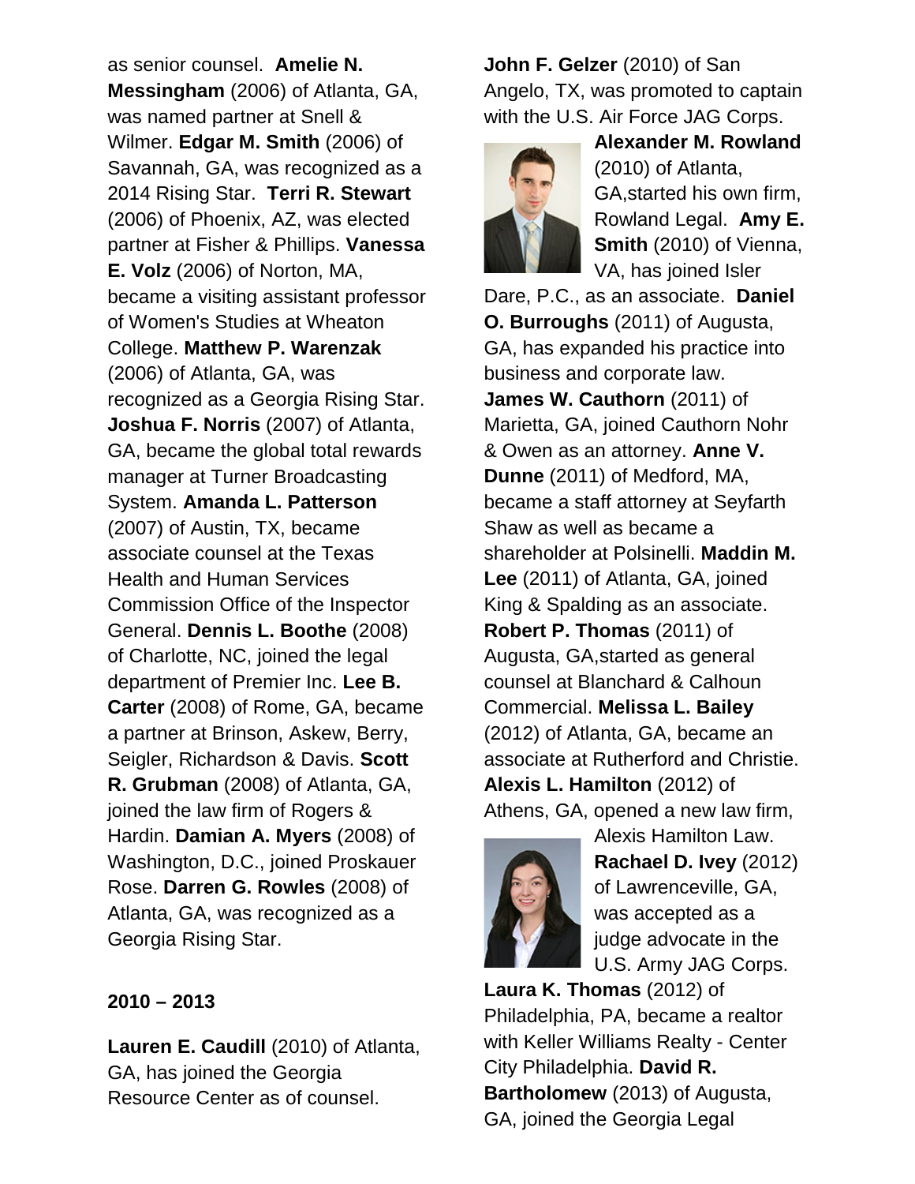as senior counsel. **Amelie N. Messingham** (2006) of Atlanta, GA, was named partner at Snell & Wilmer. **Edgar M. Smith** (2006) of Savannah, GA, was recognized as a 2014 Rising Star. **Terri R. Stewart** (2006) of Phoenix, AZ, was elected partner at Fisher & Phillips. **Vanessa E. Volz** (2006) of Norton, MA, became a visiting assistant professor of Women's Studies at Wheaton College. **Matthew P. Warenzak** (2006) of Atlanta, GA, was recognized as a Georgia Rising Star. **Joshua F. Norris** (2007) of Atlanta, GA, became the global total rewards manager at Turner Broadcasting System. **Amanda L. Patterson** (2007) of Austin, TX, became associate counsel at the Texas Health and Human Services Commission Office of the Inspector General. **Dennis L. Boothe** (2008) of Charlotte, NC, joined the legal department of Premier Inc. **Lee B. Carter** (2008) of Rome, GA, became a partner at Brinson, Askew, Berry, Seigler, Richardson & Davis. **Scott R. Grubman** (2008) of Atlanta, GA, joined the law firm of Rogers & Hardin. **Damian A. Myers** (2008) of Washington, D.C., joined Proskauer Rose. **Darren G. Rowles** (2008) of Atlanta, GA, was recognized as a Georgia Rising Star.

**2010 – 2013**

**Lauren E. Caudill** (2010) of Atlanta, GA, has joined the Georgia Resource Center as of counsel. **John F. Gelzer** (2010) of San Angelo, TX, was promoted to captain with the U.S. Air Force JAG Corps. **Alexander M. Rowland** (2010) of Atlanta, GA,started his own firm, Rowland Legal. **Amy E. Smith** (2010) of Vienna, VA, has joined Isler Dare, P.C., as an associate. **Daniel O. Burroughs** (2011) of Augusta, GA, has expanded his practice into business and corporate law. **James W. Cauthorn** (2011) of Marietta, GA, joined Cauthorn Nohr & Owen as an attorney. **Anne V. Dunne** (2011) of Medford, MA, became a staff attorney at Seyfarth Shaw as well as became a shareholder at Polsinelli. **Maddin M. Lee** (2011) of Atlanta, GA, joined King & Spalding as an associate. **Robert P. Thomas** (2011) of Augusta, GA,started as general counsel at Blanchard & Calhoun Commercial. **Melissa L. Bailey** (2012) of Atlanta, GA, became an associate at Rutherford and Christie. **Alexis L. Hamilton** (2012) of Athens, GA, opened a new law firm, Alexis Hamilton Law. **Rachael D. Ivey** (2012) of Lawrenceville, GA, was accepted as a judge advocate in the U.S. Army JAG Corps. **Laura K. Thomas** (2012) of Philadelphia, PA, became a realtor with Keller Williams Realty - Center City Philadelphia. **David R. Bartholomew** (2013) of Augusta, GA, joined the Georgia Legal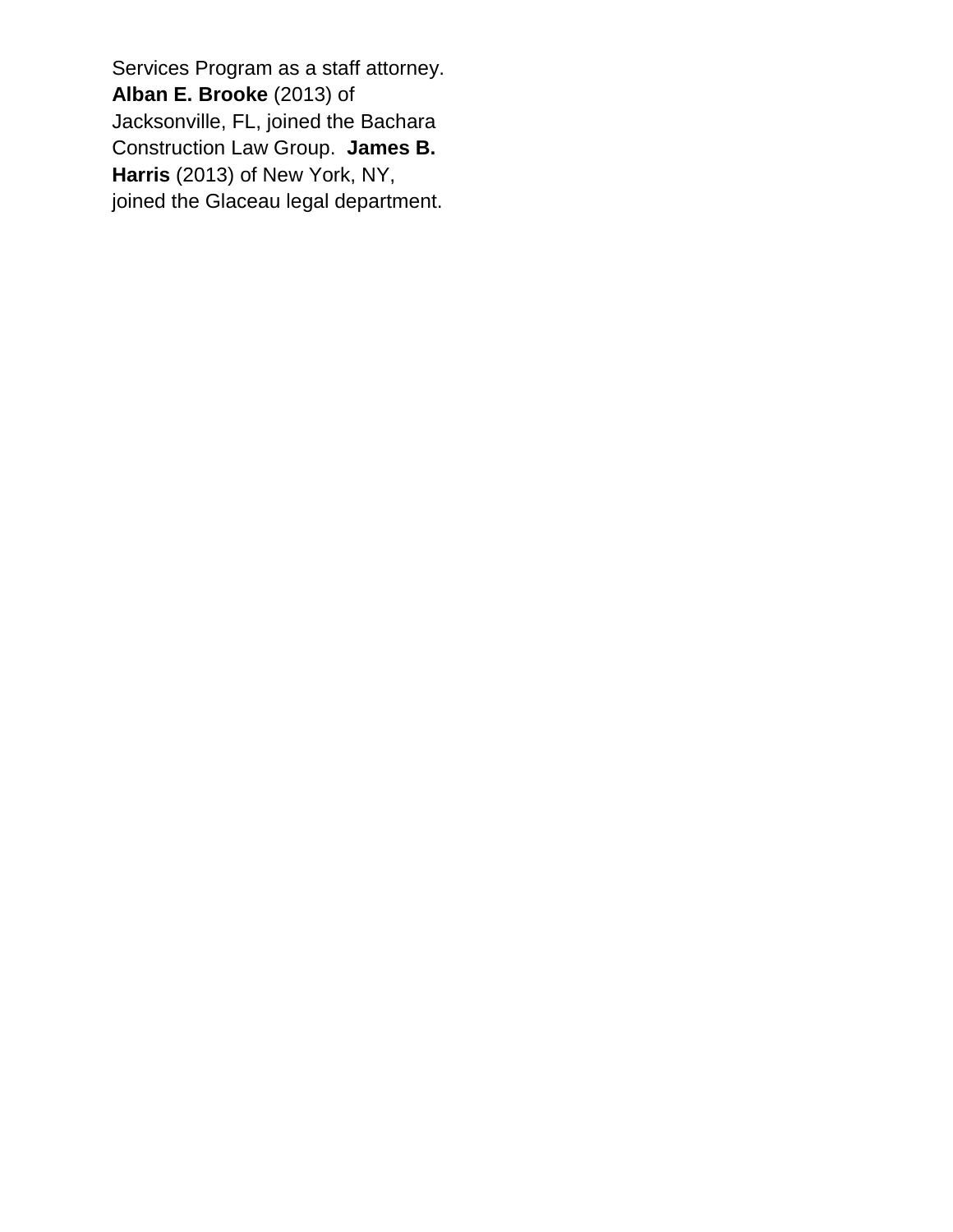Services Program as a staff attorney. **Alban E. Brooke** (2013) of Jacksonville, FL, joined the Bachara Construction Law Group. **James B. Harris** (2013) of New York, NY, joined the Glaceau legal department.